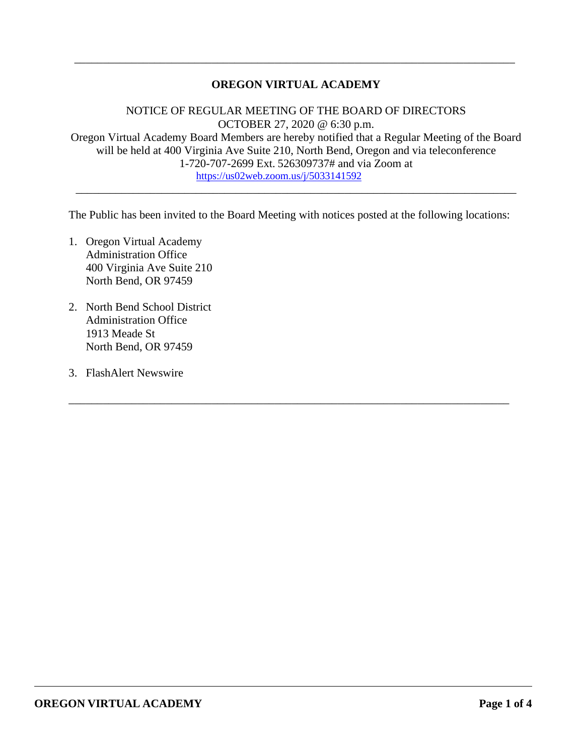---

# OREGON VIRTUAL ACADEMY

NOTICE OF REGULAR MEETING OF THE BOARD OF DIRECTORS
OCTOBER 27, 2020 @ 6:30 p.m.
Oregon Virtual Academy Board Members are hereby notified that a Regular Meeting of the Board will be held at 400 Virginia Ave Suite 210, North Bend, Oregon and via teleconference 1-720-707-2699 Ext. 526309737# and via Zoom at
https://us02web.zoom.us/j/5033141592

---

The Public has been invited to the Board Meeting with notices posted at the following locations:

1. Oregon Virtual Academy
   Administration Office
   400 Virginia Ave Suite 210
   North Bend, OR 97459

2. North Bend School District
   Administration Office
   1913 Meade St
   North Bend, OR 97459

3. FlashAlert Newswire

---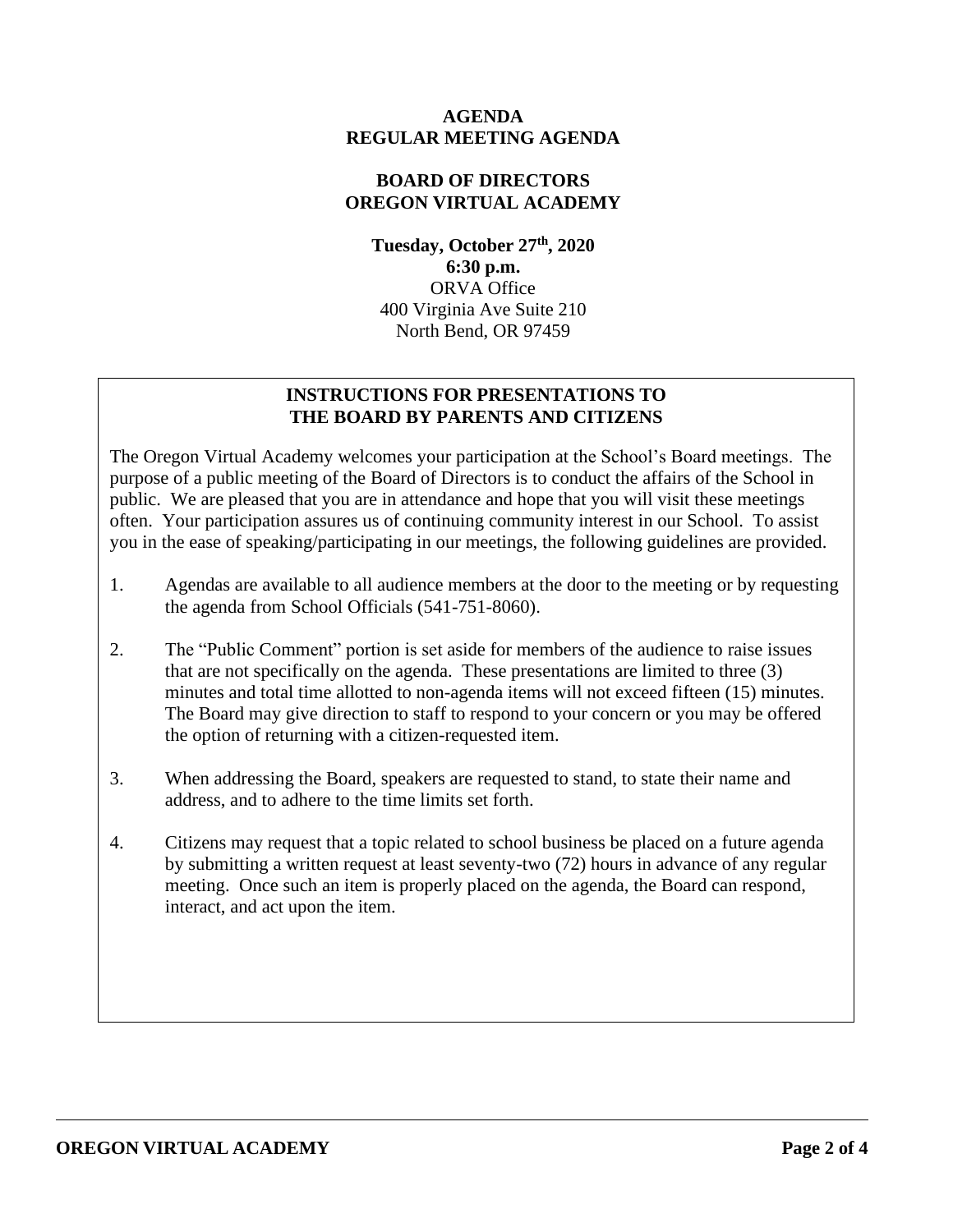**AGENDA**
**REGULAR MEETING AGENDA**

**BOARD OF DIRECTORS**
**OREGON VIRTUAL ACADEMY**

**Tuesday, October 27th, 2020**
**6:30 p.m.**
ORVA Office
400 Virginia Ave Suite 210
North Bend, OR 97459

**INSTRUCTIONS FOR PRESENTATIONS TO THE BOARD BY PARENTS AND CITIZENS**

The Oregon Virtual Academy welcomes your participation at the School's Board meetings. The purpose of a public meeting of the Board of Directors is to conduct the affairs of the School in public. We are pleased that you are in attendance and hope that you will visit these meetings often. Your participation assures us of continuing community interest in our School. To assist you in the ease of speaking/participating in our meetings, the following guidelines are provided.

1. Agendas are available to all audience members at the door to the meeting or by requesting the agenda from School Officials (541-751-8060).

2. The "Public Comment" portion is set aside for members of the audience to raise issues that are not specifically on the agenda. These presentations are limited to three (3) minutes and total time allotted to non-agenda items will not exceed fifteen (15) minutes. The Board may give direction to staff to respond to your concern or you may be offered the option of returning with a citizen-requested item.

3. When addressing the Board, speakers are requested to stand, to state their name and address, and to adhere to the time limits set forth.

4. Citizens may request that a topic related to school business be placed on a future agenda by submitting a written request at least seventy-two (72) hours in advance of any regular meeting. Once such an item is properly placed on the agenda, the Board can respond, interact, and act upon the item.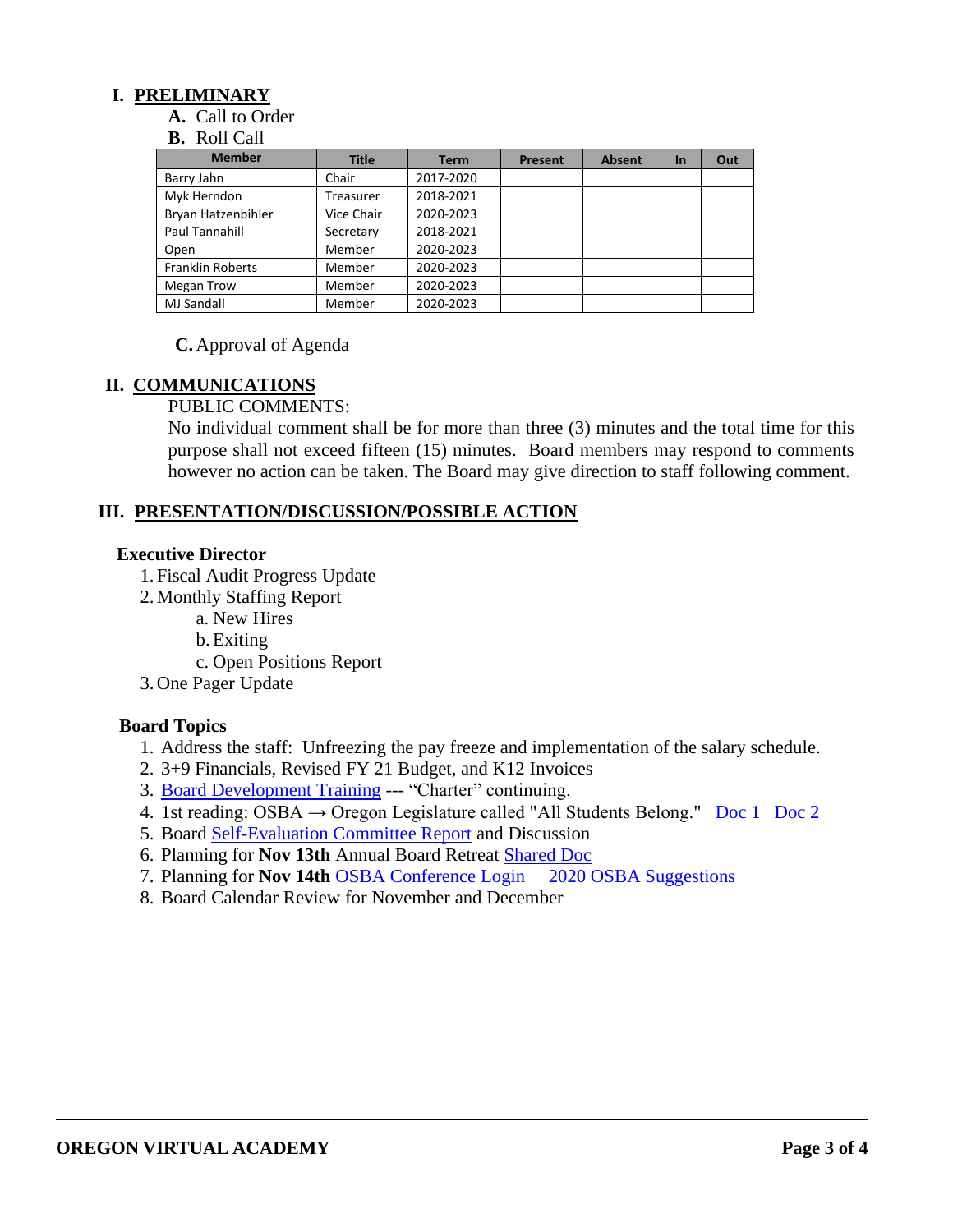## I. PRELIMINARY

**A.** Call to Order

**B.** Roll Call

| Member | Title | Term | Present | Absent | In | Out |
|---|---|---|---|---|---|---|
| Barry Jahn | Chair | 2017-2020 | | | | |
| Myk Herndon | Treasurer | 2018-2021 | | | | |
| Bryan Hatzenbihler | Vice Chair | 2020-2023 | | | | |
| Paul Tannahill | Secretary | 2018-2021 | | | | |
| Open | Member | 2020-2023 | | | | |
| Franklin Roberts | Member | 2020-2023 | | | | |
| Megan Trow | Member | 2020-2023 | | | | |
| MJ Sandall | Member | 2020-2023 | | | | |

**C.** Approval of Agenda

## II. COMMUNICATIONS

PUBLIC COMMENTS:

No individual comment shall be for more than three (3) minutes and the total time for this purpose shall not exceed fifteen (15) minutes. Board members may respond to comments however no action can be taken. The Board may give direction to staff following comment.

## III. PRESENTATION/DISCUSSION/POSSIBLE ACTION

**Executive Director**

1. Fiscal Audit Progress Update
2. Monthly Staffing Report
   a. New Hires
   b. Exiting
   c. Open Positions Report
3. One Pager Update

**Board Topics**

1. Address the staff: Unfreezing the pay freeze and implementation of the salary schedule.
2. 3+9 Financials, Revised FY 21 Budget, and K12 Invoices
3. Board Development Training --- "Charter" continuing.
4. 1st reading: OSBA → Oregon Legislature called "All Students Belong." Doc 1 Doc 2
5. Board Self-Evaluation Committee Report and Discussion
6. Planning for **Nov 13th** Annual Board Retreat Shared Doc
7. Planning for **Nov 14th** OSBA Conference Login 2020 OSBA Suggestions
8. Board Calendar Review for November and December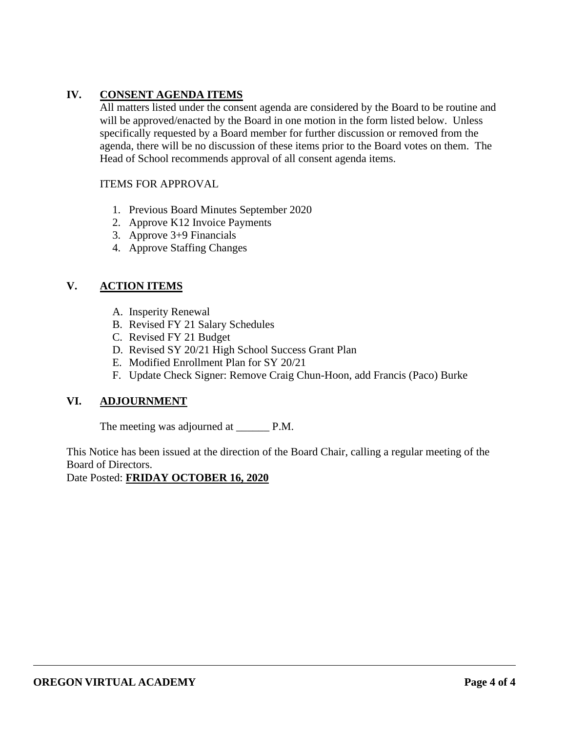## IV. <u>CONSENT AGENDA ITEMS</u>

All matters listed under the consent agenda are considered by the Board to be routine and will be approved/enacted by the Board in one motion in the form listed below. Unless specifically requested by a Board member for further discussion or removed from the agenda, there will be no discussion of these items prior to the Board votes on them. The Head of School recommends approval of all consent agenda items.

ITEMS FOR APPROVAL

1. Previous Board Minutes September 2020
2. Approve K12 Invoice Payments
3. Approve 3+9 Financials
4. Approve Staffing Changes

## V. <u>ACTION ITEMS</u>

A. Insperity Renewal
B. Revised FY 21 Salary Schedules
C. Revised FY 21 Budget
D. Revised SY 20/21 High School Success Grant Plan
E. Modified Enrollment Plan for SY 20/21
F. Update Check Signer: Remove Craig Chun-Hoon, add Francis (Paco) Burke

## VI. <u>ADJOURNMENT</u>

The meeting was adjourned at ______ P.M.

This Notice has been issued at the direction of the Board Chair, calling a regular meeting of the Board of Directors.

Date Posted: **<u>FRIDAY OCTOBER 16, 2020</u>**